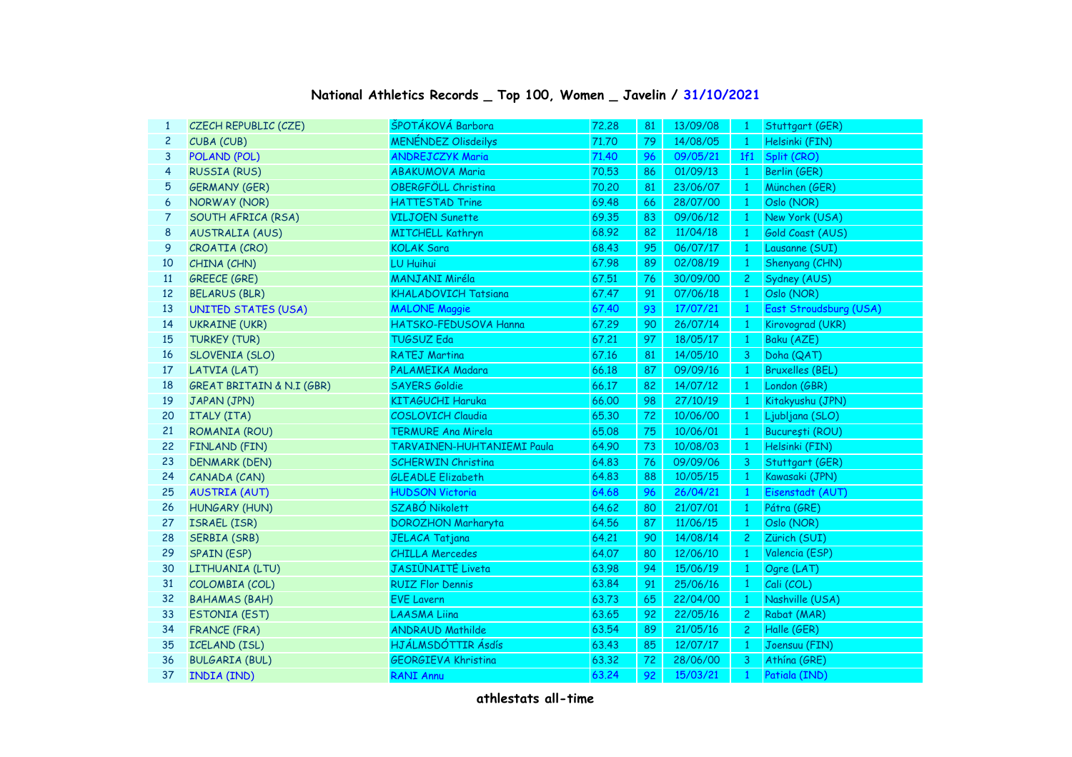## National Athletics Records _ Top 100, Women _ Javelin / 31/10/2021

| | | | | | | | |
|---|---|---|---|---|---|---|---|
| 1 | CZECH REPUBLIC (CZE) | ŠPOTÁKOVÁ Barbora | 72.28 | 81 | 13/09/08 | 1 | Stuttgart (GER) |
| 2 | CUBA (CUB) | MENÉNDEZ Olisdeilys | 71.70 | 79 | 14/08/05 | 1 | Helsinki (FIN) |
| 3 | POLAND (POL) | ANDREJCZYK Maria | 71.40 | 96 | 09/05/21 | 1f1 | Split (CRO) |
| 4 | RUSSIA (RUS) | ABAKUMOVA Maria | 70.53 | 86 | 01/09/13 | 1 | Berlin (GER) |
| 5 | GERMANY (GER) | OBERGFÖLL Christina | 70.20 | 81 | 23/06/07 | 1 | München (GER) |
| 6 | NORWAY (NOR) | HATTESTAD Trine | 69.48 | 66 | 28/07/00 | 1 | Oslo (NOR) |
| 7 | SOUTH AFRICA (RSA) | VILJOEN Sunette | 69.35 | 83 | 09/06/12 | 1 | New York (USA) |
| 8 | AUSTRALIA (AUS) | MITCHELL Kathryn | 68.92 | 82 | 11/04/18 | 1 | Gold Coast (AUS) |
| 9 | CROATIA (CRO) | KOLAK Sara | 68.43 | 95 | 06/07/17 | 1 | Lausanne (SUI) |
| 10 | CHINA (CHN) | LU Huihui | 67.98 | 89 | 02/08/19 | 1 | Shenyang (CHN) |
| 11 | GREECE (GRE) | MANJANI Miréla | 67.51 | 76 | 30/09/00 | 2 | Sydney (AUS) |
| 12 | BELARUS (BLR) | KHALADOVICH Tatsiana | 67.47 | 91 | 07/06/18 | 1 | Oslo (NOR) |
| 13 | UNITED STATES (USA) | MALONE Maggie | 67.40 | 93 | 17/07/21 | 1 | East Stroudsburg (USA) |
| 14 | UKRAINE (UKR) | HATSKO-FEDUSOVA Hanna | 67.29 | 90 | 26/07/14 | 1 | Kirovograd (UKR) |
| 15 | TURKEY (TUR) | TUGSUZ Eda | 67.21 | 97 | 18/05/17 | 1 | Baku (AZE) |
| 16 | SLOVENIA (SLO) | RATEJ Martina | 67.16 | 81 | 14/05/10 | 3 | Doha (QAT) |
| 17 | LATVIA (LAT) | PALAMEIKA Madara | 66.18 | 87 | 09/09/16 | 1 | Bruxelles (BEL) |
| 18 | GREAT BRITAIN & N.I (GBR) | SAYERS Goldie | 66.17 | 82 | 14/07/12 | 1 | London (GBR) |
| 19 | JAPAN (JPN) | KITAGUCHI Haruka | 66.00 | 98 | 27/10/19 | 1 | Kitakyushu (JPN) |
| 20 | ITALY (ITA) | COSLOVICH Claudia | 65.30 | 72 | 10/06/00 | 1 | Ljubljana (SLO) |
| 21 | ROMANIA (ROU) | TERMURE Ana Mirela | 65.08 | 75 | 10/06/01 | 1 | Bucureşti (ROU) |
| 22 | FINLAND (FIN) | TARVAINEN-HUHTANIEMI Paula | 64.90 | 73 | 10/08/03 | 1 | Helsinki (FIN) |
| 23 | DENMARK (DEN) | SCHERWIN Christina | 64.83 | 76 | 09/09/06 | 3 | Stuttgart (GER) |
| 24 | CANADA (CAN) | GLEADLE Elizabeth | 64.83 | 88 | 10/05/15 | 1 | Kawasaki (JPN) |
| 25 | AUSTRIA (AUT) | HUDSON Victoria | 64.68 | 96 | 26/04/21 | 1 | Eisenstadt (AUT) |
| 26 | HUNGARY (HUN) | SZABÓ Nikolett | 64.62 | 80 | 21/07/01 | 1 | Pátra (GRE) |
| 27 | ISRAEL (ISR) | DOROZHON Marharyta | 64.56 | 87 | 11/06/15 | 1 | Oslo (NOR) |
| 28 | SERBIA (SRB) | JELACA Tatjana | 64.21 | 90 | 14/08/14 | 2 | Zürich (SUI) |
| 29 | SPAIN (ESP) | CHILLA Mercedes | 64.07 | 80 | 12/06/10 | 1 | Valencia (ESP) |
| 30 | LITHUANIA (LTU) | JASIŪNAITĖ Liveta | 63.98 | 94 | 15/06/19 | 1 | Ogre (LAT) |
| 31 | COLOMBIA (COL) | RUIZ Flor Dennis | 63.84 | 91 | 25/06/16 | 1 | Cali (COL) |
| 32 | BAHAMAS (BAH) | EVE Lavern | 63.73 | 65 | 22/04/00 | 1 | Nashville (USA) |
| 33 | ESTONIA (EST) | LAASMA Liina | 63.65 | 92 | 22/05/16 | 2 | Rabat (MAR) |
| 34 | FRANCE (FRA) | ANDRAUD Mathilde | 63.54 | 89 | 21/05/16 | 2 | Halle (GER) |
| 35 | ICELAND (ISL) | HJÁLMSDÓTTIR Ásdís | 63.43 | 85 | 12/07/17 | 1 | Joensuu (FIN) |
| 36 | BULGARIA (BUL) | GEORGIEVA Khristina | 63.32 | 72 | 28/06/00 | 3 | Athína (GRE) |
| 37 | INDIA (IND) | RANI Annu | 63.24 | 92 | 15/03/21 | 1 | Patiala (IND) |

athlestats all-time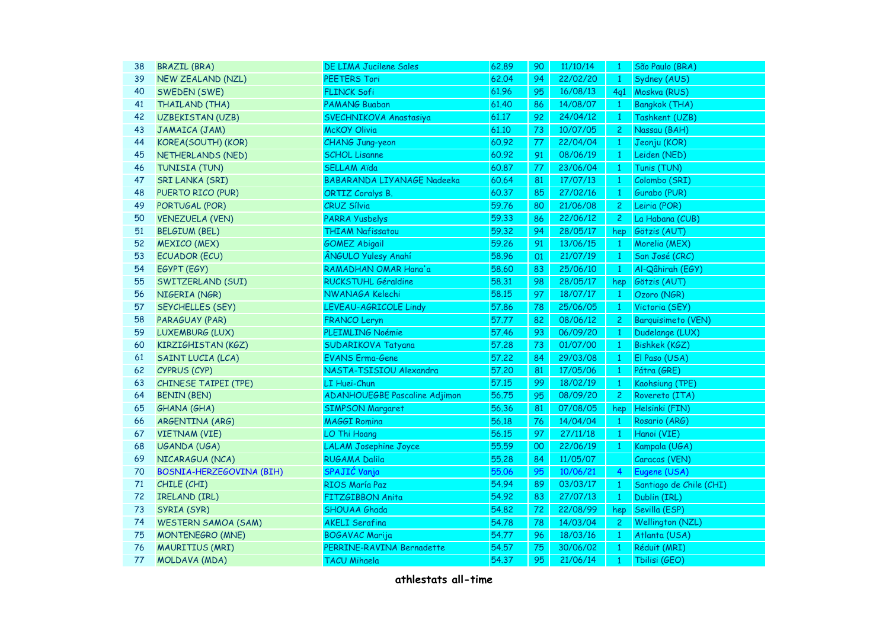| | | | | | | | |
|---|---|---|---|---|---|---|---|
| 38 | BRAZIL (BRA) | DE LIMA Jucilene Sales | 62.89 | 90 | 11/10/14 | 1 | São Paulo (BRA) |
| 39 | NEW ZEALAND (NZL) | PEETERS Tori | 62.04 | 94 | 22/02/20 | 1 | Sydney (AUS) |
| 40 | SWEDEN (SWE) | FLINCK Sofi | 61.96 | 95 | 16/08/13 | 4q1 | Moskva (RUS) |
| 41 | THAILAND (THA) | PAMANG Buaban | 61.40 | 86 | 14/08/07 | 1 | Bangkok (THA) |
| 42 | UZBEKISTAN (UZB) | SVECHNIKOVA Anastasiya | 61.17 | 92 | 24/04/12 | 1 | Tashkent (UZB) |
| 43 | JAMAICA (JAM) | McKOY Olivia | 61.10 | 73 | 10/07/05 | 2 | Nassau (BAH) |
| 44 | KOREA(SOUTH) (KOR) | CHANG Jung-yeon | 60.92 | 77 | 22/04/04 | 1 | Jeonju (KOR) |
| 45 | NETHERLANDS (NED) | SCHOL Lisanne | 60.92 | 91 | 08/06/19 | 1 | Leiden (NED) |
| 46 | TUNISIA (TUN) | SELLAM Aïda | 60.87 | 77 | 23/06/04 | 1 | Tunis (TUN) |
| 47 | SRI LANKA (SRI) | BABARANDA LIYANAGE Nadeeka | 60.64 | 81 | 17/07/13 | 1 | Colombo (SRI) |
| 48 | PUERTO RICO (PUR) | ORTIZ Coralys B. | 60.37 | 85 | 27/02/16 | 1 | Gurabo (PUR) |
| 49 | PORTUGAL (POR) | CRUZ Sílvia | 59.76 | 80 | 21/06/08 | 2 | Leiria (POR) |
| 50 | VENEZUELA (VEN) | PARRA Yusbelys | 59.33 | 86 | 22/06/12 | 2 | La Habana (CUB) |
| 51 | BELGIUM (BEL) | THIAM Nafissatou | 59.32 | 94 | 28/05/17 | hep | Götzis (AUT) |
| 52 | MEXICO (MEX) | GOMEZ Abigail | 59.26 | 91 | 13/06/15 | 1 | Morelia (MEX) |
| 53 | ECUADOR (ECU) | ÂNGULO Yulesy Anahí | 58.96 | 01 | 21/07/19 | 1 | San José (CRC) |
| 54 | EGYPT (EGY) | RAMADHAN OMAR Hana'a | 58.60 | 83 | 25/06/10 | 1 | Al-Qâhirah (EGY) |
| 55 | SWITZERLAND (SUI) | RUCKSTUHL Géraldine | 58.31 | 98 | 28/05/17 | hep | Götzis (AUT) |
| 56 | NIGERIA (NGR) | NWANAGA Kelechi | 58.15 | 97 | 18/07/17 | 1 | Ozoro (NGR) |
| 57 | SEYCHELLES (SEY) | LEVEAU-AGRICOLE Lindy | 57.86 | 78 | 25/06/05 | 1 | Victoria (SEY) |
| 58 | PARAGUAY (PAR) | FRANCO Leryn | 57.77 | 82 | 08/06/12 | 2 | Barquisimeto (VEN) |
| 59 | LUXEMBURG (LUX) | PLEIMLING Noémie | 57.46 | 93 | 06/09/20 | 1 | Dudelange (LUX) |
| 60 | KIRZIGHISTAN (KGZ) | SUDARIKOVA Tatyana | 57.28 | 73 | 01/07/00 | 1 | Bishkek (KGZ) |
| 61 | SAINT LUCIA (LCA) | EVANS Erma-Gene | 57.22 | 84 | 29/03/08 | 1 | El Paso (USA) |
| 62 | CYPRUS (CYP) | NASTA-TSISIOU Alexandra | 57.20 | 81 | 17/05/06 | 1 | Pátra (GRE) |
| 63 | CHINESE TAIPEI (TPE) | LI Huei-Chun | 57.15 | 99 | 18/02/19 | 1 | Kaohsiung (TPE) |
| 64 | BENIN (BEN) | ADANHOUEGBE Pascaline Adjimon | 56.75 | 95 | 08/09/20 | 2 | Rovereto (ITA) |
| 65 | GHANA (GHA) | SIMPSON Margaret | 56.36 | 81 | 07/08/05 | hep | Helsinki (FIN) |
| 66 | ARGENTINA (ARG) | MAGGI Romina | 56.18 | 76 | 14/04/04 | 1 | Rosario (ARG) |
| 67 | VIETNAM (VIE) | LO Thi Hoang | 56.15 | 97 | 27/11/18 | 1 | Hanoi (VIE) |
| 68 | UGANDA (UGA) | LALAM Josephine Joyce | 55.59 | 00 | 22/06/19 | 1 | Kampala (UGA) |
| 69 | NICARAGUA (NCA) | RUGAMA Dalila | 55.28 | 84 | 11/05/07 | | Caracas (VEN) |
| 70 | BOSNIA-HERZEGOVINA (BIH) | SPAJIĆ Vanja | 55.06 | 95 | 10/06/21 | 4 | Eugene (USA) |
| 71 | CHILE (CHI) | RIOS María Paz | 54.94 | 89 | 03/03/17 | 1 | Santiago de Chile (CHI) |
| 72 | IRELAND (IRL) | FITZGIBBON Anita | 54.92 | 83 | 27/07/13 | 1 | Dublin (IRL) |
| 73 | SYRIA (SYR) | SHOUAA Ghada | 54.82 | 72 | 22/08/99 | hep | Sevilla (ESP) |
| 74 | WESTERN SAMOA (SAM) | AKELI Serafina | 54.78 | 78 | 14/03/04 | 2 | Wellington (NZL) |
| 75 | MONTENEGRO (MNE) | BOGAVAC Marija | 54.77 | 96 | 18/03/16 | 1 | Atlanta (USA) |
| 76 | MAURITIUS (MRI) | PERRINE-RAVINA Bernadette | 54.57 | 75 | 30/06/02 | 1 | Réduit (MRI) |
| 77 | MOLDAVA (MDA) | TACU Mihaela | 54.37 | 95 | 21/06/14 | 1 | Tbilisi (GEO) |

**athlestats all-time**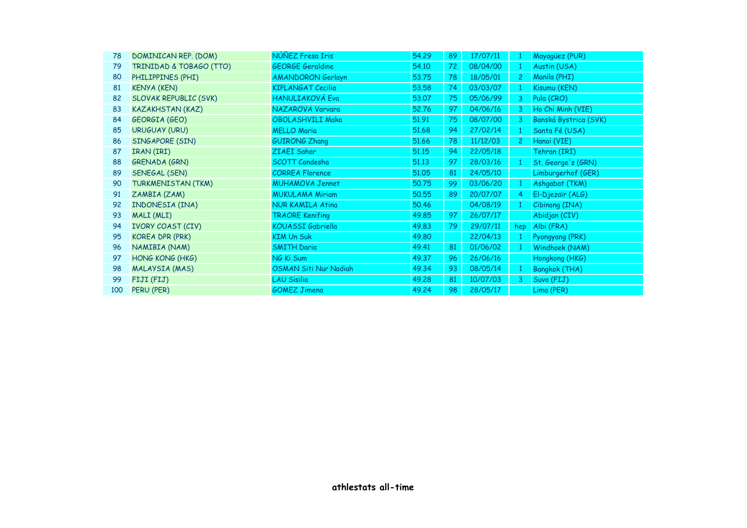| | | | | | | | |
|---|---|---|---|---|---|---|---|
| 78 | DOMINICAN REP. (DOM) | NÚÑEZ Fresa Iris | 54.29 | 89 | 17/07/11 | 1 | Mayagüez (PUR) |
| 79 | TRINIDAD & TOBAGO (TTO) | GEORGE Geraldine | 54.10 | 72 | 08/04/00 | 1 | Austin (USA) |
| 80 | PHILIPPINES (PHI) | AMANDORON Gerlayn | 53.75 | 78 | 18/05/01 | 2 | Manila (PHI) |
| 81 | KENYA (KEN) | KIPLANGAT Cecilia | 53.58 | 74 | 03/03/07 | 1 | Kisumu (KEN) |
| 82 | SLOVAK REPUBLIC (SVK) | HANULIAKOVÁ Eva | 53.07 | 75 | 05/06/99 | 3 | Pula (CRO) |
| 83 | KAZAKHSTAN (KAZ) | NAZAROVA Varvara | 52.76 | 97 | 04/06/16 | 3 | Ho Chi Minh (VIE) |
| 84 | GEORGIA (GEO) | OBOLASHVILI Maka | 51.91 | 75 | 08/07/00 | 3 | Banská Bystrica (SVK) |
| 85 | URUGUAY (URU) | MELLO Maria | 51.68 | 94 | 27/02/14 | 1 | Santa Fé (USA) |
| 86 | SINGAPORE (SIN) | GUIRONG Zhang | 51.66 | 78 | 11/12/03 | 2 | Hanoi (VIE) |
| 87 | IRAN (IRI) | ZIAEI Sahar | 51.15 | 94 | 22/05/18 | | Tehran (IRI) |
| 88 | GRENADA (GRN) | SCOTT Candesha | 51.13 | 97 | 28/03/16 | 1 | St. George's (GRN) |
| 89 | SENEGAL (SEN) | CORREA Florence | 51.05 | 81 | 24/05/10 | | Limburgerhof (GER) |
| 90 | TURKMENISTAN (TKM) | MUHAMOVA Jennet | 50.75 | 99 | 03/06/20 | 1 | Ashgabat (TKM) |
| 91 | ZAMBIA (ZAM) | MUKULAMA Miriam | 50.55 | 89 | 20/07/07 | 4 | El-Djezaïr (ALG) |
| 92 | INDONESIA (INA) | NUR KAMILA Atina | 50.46 | | 04/08/19 | 1 | Cibinong (INA) |
| 93 | MALI (MLI) | TRAORE Kenifing | 49.85 | 97 | 26/07/17 | | Abidjan (CIV) |
| 94 | IVORY COAST (CIV) | KOUASSI Gabriella | 49.83 | 79 | 29/07/11 | hep | Albi (FRA) |
| 95 | KOREA DPR (PRK) | KIM Un Suk | 49.80 | | 22/04/13 | 1 | Pyongyang (PRK) |
| 96 | NAMIBIA (NAM) | SMITH Daria | 49.41 | 81 | 01/06/02 | 1 | Windhoek (NAM) |
| 97 | HONG KONG (HKG) | NG Ki Sum | 49.37 | 96 | 26/06/16 | | Hongkong (HKG) |
| 98 | MALAYSIA (MAS) | OSMAN Siti Nur Nadiah | 49.34 | 93 | 08/05/14 | 1 | Bangkok (THA) |
| 99 | FIJI (FIJ) | LAU Sisilia | 49.28 | 81 | 10/07/03 | 3 | Suva (FIJ) |
| 100 | PERU (PER) | GOMEZ Jimena | 49.24 | 98 | 28/05/17 | | Lima (PER) |

**athlestats all-time**